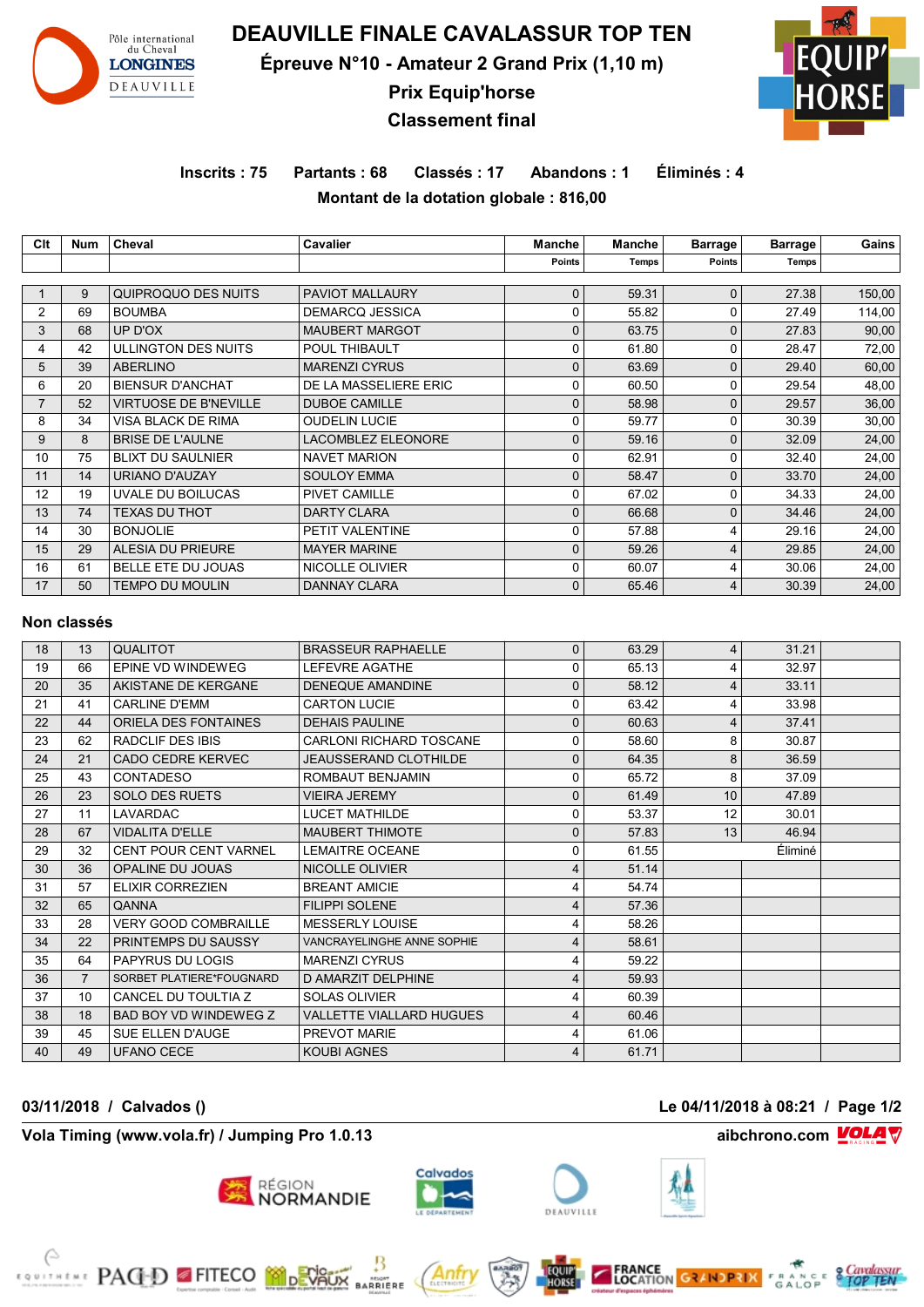# DEAUVILLE FINALE CAVALASSUR TOP TEN

## Épreuve N°10 - Amateur 2 Grand Prix (1,10 m)

## Prix Equip'horse

## Classement final

**Inscrits : 75  Partants : 68  Classés : 17  Abandons : 1  Éliminés : 4**

**Montant de la dotation globale : 816,00**

| Clt | Num | Cheval | Cavalier | Manche Points | Manche Temps | Barrage Points | Barrage Temps | Gains |
|---|---|---|---|---|---|---|---|---|
| 1 | 9 | QUIPROQUO DES NUITS | PAVIOT MALLAURY | 0 | 59.31 | 0 | 27.38 | 150,00 |
| 2 | 69 | BOUMBA | DEMARCQ JESSICA | 0 | 55.82 | 0 | 27.49 | 114,00 |
| 3 | 68 | UP D'OX | MAUBERT MARGOT | 0 | 63.75 | 0 | 27.83 | 90,00 |
| 4 | 42 | ULLINGTON DES NUITS | POUL THIBAULT | 0 | 61.80 | 0 | 28.47 | 72,00 |
| 5 | 39 | ABERLINO | MARENZI CYRUS | 0 | 63.69 | 0 | 29.40 | 60,00 |
| 6 | 20 | BIENSUR D'ANCHAT | DE LA MASSELIERE ERIC | 0 | 60.50 | 0 | 29.54 | 48,00 |
| 7 | 52 | VIRTUOSE DE B'NEVILLE | DUBOE CAMILLE | 0 | 58.98 | 0 | 29.57 | 36,00 |
| 8 | 34 | VISA BLACK DE RIMA | OUDELIN LUCIE | 0 | 59.77 | 0 | 30.39 | 30,00 |
| 9 | 8 | BRISE DE L'AULNE | LACOMBLEZ ELEONORE | 0 | 59.16 | 0 | 32.09 | 24,00 |
| 10 | 75 | BLIXT DU SAULNIER | NAVET MARION | 0 | 62.91 | 0 | 32.40 | 24,00 |
| 11 | 14 | URIANO D'AUZAY | SOULOY EMMA | 0 | 58.47 | 0 | 33.70 | 24,00 |
| 12 | 19 | UVALE DU BOILUCAS | PIVET CAMILLE | 0 | 67.02 | 0 | 34.33 | 24,00 |
| 13 | 74 | TEXAS DU THOT | DARTY CLARA | 0 | 66.68 | 0 | 34.46 | 24,00 |
| 14 | 30 | BONJOLIE | PETIT VALENTINE | 0 | 57.88 | 4 | 29.16 | 24,00 |
| 15 | 29 | ALESIA DU PRIEURE | MAYER MARINE | 0 | 59.26 | 4 | 29.85 | 24,00 |
| 16 | 61 | BELLE ETE DU JOUAS | NICOLLE OLIVIER | 0 | 60.07 | 4 | 30.06 | 24,00 |
| 17 | 50 | TEMPO DU MOULIN | DANNAY CLARA | 0 | 65.46 | 4 | 30.39 | 24,00 |

### Non classés

| Clt | Num | Cheval | Cavalier | Manche Points | Manche Temps | Barrage Points | Barrage Temps | Gains |
|---|---|---|---|---|---|---|---|---|
| 18 | 13 | QUALITOT | BRASSEUR RAPHAELLE | 0 | 63.29 | 4 | 31.21 | |
| 19 | 66 | EPINE VD WINDEWEG | LEFEVRE AGATHE | 0 | 65.13 | 4 | 32.97 | |
| 20 | 35 | AKISTANE DE KERGANE | DENEQUE AMANDINE | 0 | 58.12 | 4 | 33.11 | |
| 21 | 41 | CARLINE D'EMM | CARTON LUCIE | 0 | 63.42 | 4 | 33.98 | |
| 22 | 44 | ORIELA DES FONTAINES | DEHAIS PAULINE | 0 | 60.63 | 4 | 37.41 | |
| 23 | 62 | RADCLIF DES IBIS | CARLONI RICHARD TOSCANE | 0 | 58.60 | 8 | 30.87 | |
| 24 | 21 | CADO CEDRE KERVEC | JEAUSSERAND CLOTHILDE | 0 | 64.35 | 8 | 36.59 | |
| 25 | 43 | CONTADESO | ROMBAUT BENJAMIN | 0 | 65.72 | 8 | 37.09 | |
| 26 | 23 | SOLO DES RUETS | VIEIRA JEREMY | 0 | 61.49 | 10 | 47.89 | |
| 27 | 11 | LAVARDAC | LUCET MATHILDE | 0 | 53.37 | 12 | 30.01 | |
| 28 | 67 | VIDALITA D'ELLE | MAUBERT THIMOTE | 0 | 57.83 | 13 | 46.94 | |
| 29 | 32 | CENT POUR CENT VARNEL | LEMAITRE OCEANE | 0 | 61.55 | | Éliminé | |
| 30 | 36 | OPALINE DU JOUAS | NICOLLE OLIVIER | 4 | 51.14 | | | |
| 31 | 57 | ELIXIR CORREZIEN | BREANT AMICIE | 4 | 54.74 | | | |
| 32 | 65 | QANNA | FILIPPI SOLENE | 4 | 57.36 | | | |
| 33 | 28 | VERY GOOD COMBRAILLE | MESSERLY LOUISE | 4 | 58.26 | | | |
| 34 | 22 | PRINTEMPS DU SAUSSY | VANCRAYELINGHE ANNE SOPHIE | 4 | 58.61 | | | |
| 35 | 64 | PAPYRUS DU LOGIS | MARENZI CYRUS | 4 | 59.22 | | | |
| 36 | 7 | SORBET PLATIERE*FOUGNARD | D AMARZIT DELPHINE | 4 | 59.93 | | | |
| 37 | 10 | CANCEL DU TOULTIA Z | SOLAS OLIVIER | 4 | 60.39 | | | |
| 38 | 18 | BAD BOY VD WINDEWEG Z | VALLETTE VIALLARD HUGUES | 4 | 60.46 | | | |
| 39 | 45 | SUE ELLEN D'AUGE | PREVOT MARIE | 4 | 61.06 | | | |
| 40 | 49 | UFANO CECE | KOUBI AGNES | 4 | 61.71 | | | |

**03/11/2018 / Calvados ()**  **Le 04/11/2018 à 08:21**

**Vola Timing (www.vola.fr) / Jumping Pro 1.0.13**  **aibchrono.com**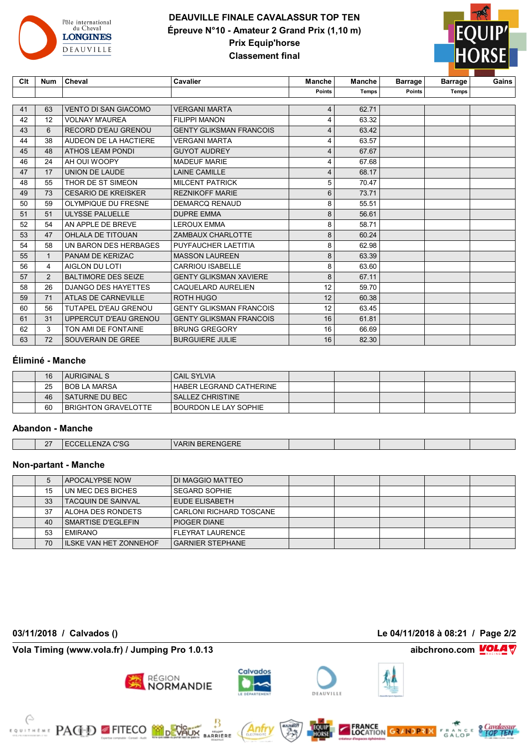# DEAUVILLE FINALE CAVALASSUR TOP TEN

**Épreuve N°10 - Amateur 2 Grand Prix (1,10 m)**

**Prix Equip'horse**

**Classement final**

| Clt | Num | Cheval | Cavalier | Manche Points | Manche Temps | Barrage Points | Barrage Temps | Gains |
|---|---|---|---|---|---|---|---|---|
| 41 | 63 | VENTO DI SAN GIACOMO | VERGANI MARTA | 4 | 62.71 | | | |
| 42 | 12 | VOLNAY M'AUREA | FILIPPI MANON | 4 | 63.32 | | | |
| 43 | 6 | RECORD D'EAU GRENOU | GENTY GLIKSMAN FRANCOIS | 4 | 63.42 | | | |
| 44 | 38 | AUDEON DE LA HACTIERE | VERGANI MARTA | 4 | 63.57 | | | |
| 45 | 48 | ATHOS LEAM PONDI | GUYOT AUDREY | 4 | 67.67 | | | |
| 46 | 24 | AH OUI WOOPY | MADEUF MARIE | 4 | 67.68 | | | |
| 47 | 17 | UNION DE LAUDE | LAINE CAMILLE | 4 | 68.17 | | | |
| 48 | 55 | THOR DE ST SIMEON | MILCENT PATRICK | 5 | 70.47 | | | |
| 49 | 73 | CESARIO DE KREISKER | REZNIKOFF MARIE | 6 | 73.71 | | | |
| 50 | 59 | OLYMPIQUE DU FRESNE | DEMARCQ RENAUD | 8 | 55.51 | | | |
| 51 | 51 | ULYSSE PALUELLE | DUPRE EMMA | 8 | 56.61 | | | |
| 52 | 54 | AN APPLE DE BREVE | LEROUX EMMA | 8 | 58.71 | | | |
| 53 | 47 | OHLALA DE TITOUAN | ZAMBAUX CHARLOTTE | 8 | 60.24 | | | |
| 54 | 58 | UN BARON DES HERBAGES | PUYFAUCHER LAETITIA | 8 | 62.98 | | | |
| 55 | 1 | PANAM DE KERIZAC | MASSON LAUREEN | 8 | 63.39 | | | |
| 56 | 4 | AIGLON DU LOTI | CARRIOU ISABELLE | 8 | 63.60 | | | |
| 57 | 2 | BALTIMORE DES SEIZE | GENTY GLIKSMAN XAVIERE | 8 | 67.11 | | | |
| 58 | 26 | DJANGO DES HAYETTES | CAQUELARD AURELIEN | 12 | 59.70 | | | |
| 59 | 71 | ATLAS DE CARNEVILLE | ROTH HUGO | 12 | 60.38 | | | |
| 60 | 56 | TUTAPEL D'EAU GRENOU | GENTY GLIKSMAN FRANCOIS | 12 | 63.45 | | | |
| 61 | 31 | UPPERCUT D'EAU GRENOU | GENTY GLIKSMAN FRANCOIS | 16 | 61.81 | | | |
| 62 | 3 | TON AMI DE FONTAINE | BRUNG GREGORY | 16 | 66.69 | | | |
| 63 | 72 | SOUVERAIN DE GREE | BURGUIERE JULIE | 16 | 82.30 | | | |

## Éliminé - Manche

| | | | | | | | | |
|---|---|---|---|---|---|---|---|---|
| | 16 | AURIGINAL S | CAIL SYLVIA | | | | | |
| | 25 | BOB LA MARSA | HABER LEGRAND CATHERINE | | | | | |
| | 46 | SATURNE DU BEC | SALLEZ CHRISTINE | | | | | |
| | 60 | BRIGHTON GRAVELOTTE | BOURDON LE LAY SOPHIE | | | | | |

## Abandon - Manche

| | | | | | | | | |
|---|---|---|---|---|---|---|---|---|
| | 27 | ECCELLENZA C'SG | VARIN BERENGERE | | | | | |

## Non-partant - Manche

| | | | | | | | | |
|---|---|---|---|---|---|---|---|---|
| | 5 | APOCALYPSE NOW | DI MAGGIO MATTEO | | | | | |
| | 15 | UN MEC DES BICHES | SEGARD SOPHIE | | | | | |
| | 33 | TACQUIN DE SAINVAL | EUDE ELISABETH | | | | | |
| | 37 | ALOHA DES RONDETS | CARLONI RICHARD TOSCANE | | | | | |
| | 40 | SMARTISE D'EGLEFIN | PIOGER DIANE | | | | | |
| | 53 | EMIRANO | FLEYRAT LAURENCE | | | | | |
| | 70 | ILSKE VAN HET ZONNEHOF | GARNIER STEPHANE | | | | | |

**03/11/2018 / Calvados ()** **Le 04/11/2018 à 08:21**

**Vola Timing (www.vola.fr) / Jumping Pro 1.0.13** **aibchrono.com**